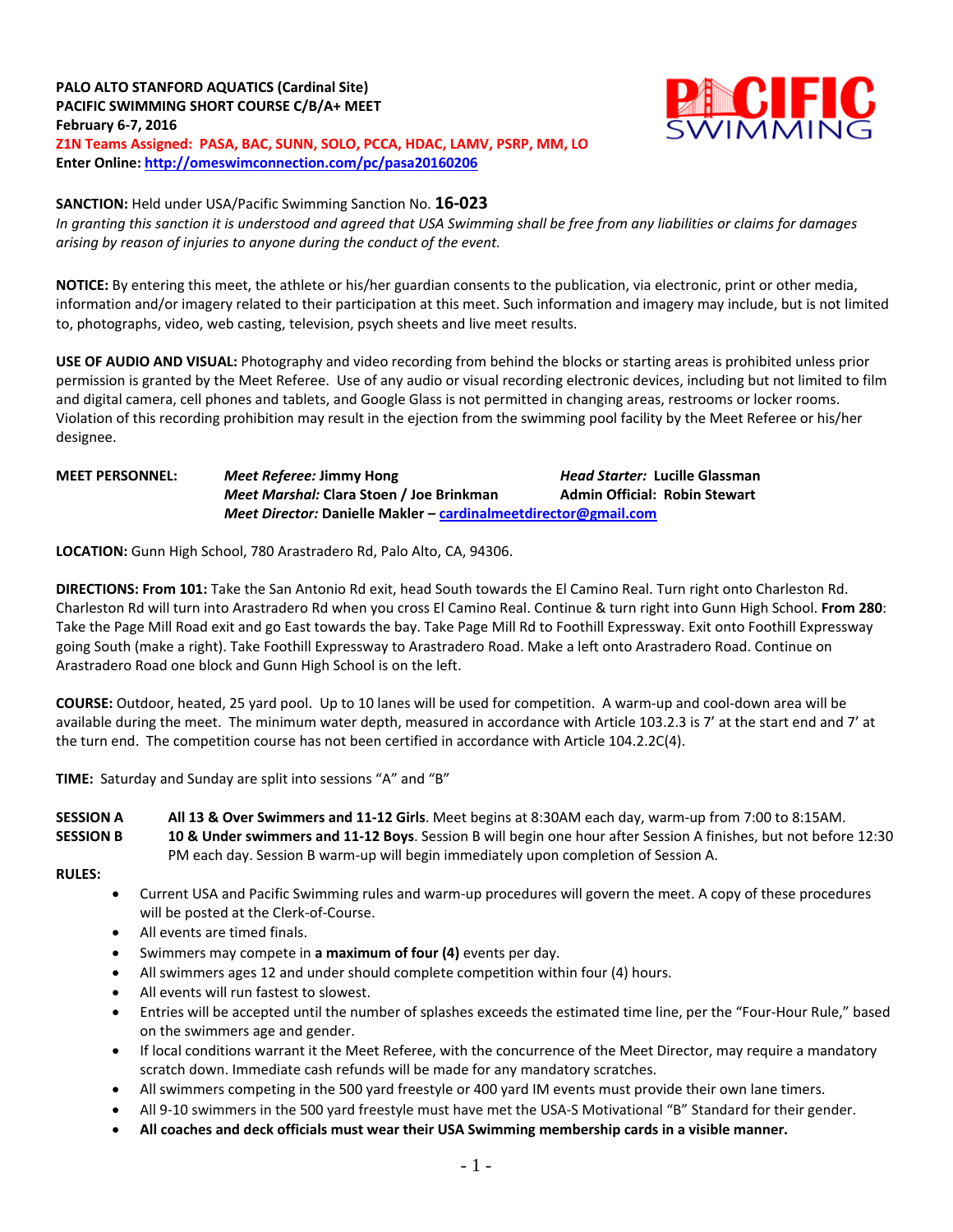**PALO ALTO STANFORD AQUATICS (Cardinal Site)**
**PACIFIC SWIMMING SHORT COURSE C/B/A+ MEET**
**February 6-7, 2016**
**Z1N Teams Assigned: PASA, BAC, SUNN, SOLO, PCCA, HDAC, LAMV, PSRP, MM, LO**
**Enter Online: http://omeswimconnection.com/pc/pasa20160206**

**SANCTION:** Held under USA/Pacific Swimming Sanction No. **16-023**
*In granting this sanction it is understood and agreed that USA Swimming shall be free from any liabilities or claims for damages arising by reason of injuries to anyone during the conduct of the event.*

**NOTICE:** By entering this meet, the athlete or his/her guardian consents to the publication, via electronic, print or other media, information and/or imagery related to their participation at this meet. Such information and imagery may include, but is not limited to, photographs, video, web casting, television, psych sheets and live meet results.

**USE OF AUDIO AND VISUAL:** Photography and video recording from behind the blocks or starting areas is prohibited unless prior permission is granted by the Meet Referee. Use of any audio or visual recording electronic devices, including but not limited to film and digital camera, cell phones and tablets, and Google Glass is not permitted in changing areas, restrooms or locker rooms. Violation of this recording prohibition may result in the ejection from the swimming pool facility by the Meet Referee or his/her designee.

**MEET PERSONNEL:**
*Meet Referee:* **Jimmy Hong** — *Head Starter:* **Lucille Glassman**
*Meet Marshal:* **Clara Stoen / Joe Brinkman** — **Admin Official: Robin Stewart**
*Meet Director:* **Danielle Makler – cardinalmeetdirector@gmail.com**

**LOCATION:** Gunn High School, 780 Arastradero Rd, Palo Alto, CA, 94306.

**DIRECTIONS: From 101:** Take the San Antonio Rd exit, head South towards the El Camino Real. Turn right onto Charleston Rd. Charleston Rd will turn into Arastradero Rd when you cross El Camino Real. Continue & turn right into Gunn High School. **From 280**: Take the Page Mill Road exit and go East towards the bay. Take Page Mill Rd to Foothill Expressway. Exit onto Foothill Expressway going South (make a right). Take Foothill Expressway to Arastradero Road. Make a left onto Arastradero Road. Continue on Arastradero Road one block and Gunn High School is on the left.

**COURSE:** Outdoor, heated, 25 yard pool. Up to 10 lanes will be used for competition. A warm-up and cool-down area will be available during the meet. The minimum water depth, measured in accordance with Article 103.2.3 is 7' at the start end and 7' at the turn end. The competition course has not been certified in accordance with Article 104.2.2C(4).

**TIME:** Saturday and Sunday are split into sessions "A" and "B"

**SESSION A** — **All 13 & Over Swimmers and 11-12 Girls**. Meet begins at 8:30AM each day, warm-up from 7:00 to 8:15AM.

**SESSION B** — **10 & Under swimmers and 11-12 Boys**. Session B will begin one hour after Session A finishes, but not before 12:30 PM each day. Session B warm-up will begin immediately upon completion of Session A.

**RULES:**

- Current USA and Pacific Swimming rules and warm-up procedures will govern the meet. A copy of these procedures will be posted at the Clerk-of-Course.
- All events are timed finals.
- Swimmers may compete in **a maximum of four (4)** events per day.
- All swimmers ages 12 and under should complete competition within four (4) hours.
- All events will run fastest to slowest.
- Entries will be accepted until the number of splashes exceeds the estimated time line, per the "Four-Hour Rule," based on the swimmers age and gender.
- If local conditions warrant it the Meet Referee, with the concurrence of the Meet Director, may require a mandatory scratch down. Immediate cash refunds will be made for any mandatory scratches.
- All swimmers competing in the 500 yard freestyle or 400 yard IM events must provide their own lane timers.
- All 9-10 swimmers in the 500 yard freestyle must have met the USA-S Motivational "B" Standard for their gender.
- **All coaches and deck officials must wear their USA Swimming membership cards in a visible manner.**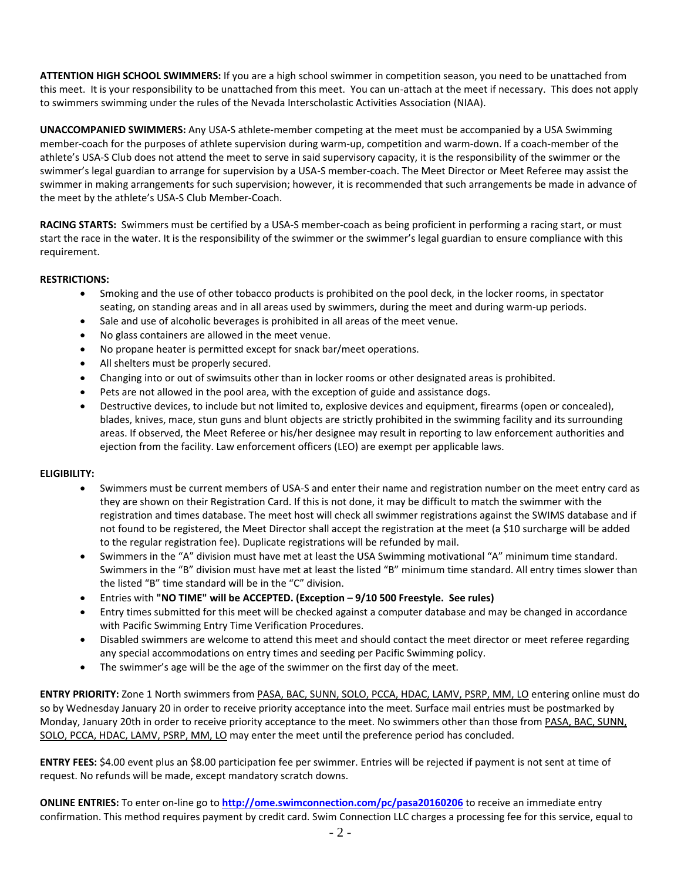**ATTENTION HIGH SCHOOL SWIMMERS:** If you are a high school swimmer in competition season, you need to be unattached from this meet. It is your responsibility to be unattached from this meet. You can un-attach at the meet if necessary. This does not apply to swimmers swimming under the rules of the Nevada Interscholastic Activities Association (NIAA).

**UNACCOMPANIED SWIMMERS:** Any USA-S athlete-member competing at the meet must be accompanied by a USA Swimming member-coach for the purposes of athlete supervision during warm-up, competition and warm-down. If a coach-member of the athlete's USA-S Club does not attend the meet to serve in said supervisory capacity, it is the responsibility of the swimmer or the swimmer's legal guardian to arrange for supervision by a USA-S member-coach. The Meet Director or Meet Referee may assist the swimmer in making arrangements for such supervision; however, it is recommended that such arrangements be made in advance of the meet by the athlete's USA-S Club Member-Coach.

**RACING STARTS:** Swimmers must be certified by a USA-S member-coach as being proficient in performing a racing start, or must start the race in the water. It is the responsibility of the swimmer or the swimmer's legal guardian to ensure compliance with this requirement.

**RESTRICTIONS:**

- Smoking and the use of other tobacco products is prohibited on the pool deck, in the locker rooms, in spectator seating, on standing areas and in all areas used by swimmers, during the meet and during warm-up periods.
- Sale and use of alcoholic beverages is prohibited in all areas of the meet venue.
- No glass containers are allowed in the meet venue.
- No propane heater is permitted except for snack bar/meet operations.
- All shelters must be properly secured.
- Changing into or out of swimsuits other than in locker rooms or other designated areas is prohibited.
- Pets are not allowed in the pool area, with the exception of guide and assistance dogs.
- Destructive devices, to include but not limited to, explosive devices and equipment, firearms (open or concealed), blades, knives, mace, stun guns and blunt objects are strictly prohibited in the swimming facility and its surrounding areas. If observed, the Meet Referee or his/her designee may result in reporting to law enforcement authorities and ejection from the facility. Law enforcement officers (LEO) are exempt per applicable laws.

**ELIGIBILITY:**

- Swimmers must be current members of USA-S and enter their name and registration number on the meet entry card as they are shown on their Registration Card. If this is not done, it may be difficult to match the swimmer with the registration and times database. The meet host will check all swimmer registrations against the SWIMS database and if not found to be registered, the Meet Director shall accept the registration at the meet (a $10 surcharge will be added to the regular registration fee). Duplicate registrations will be refunded by mail.
- Swimmers in the "A" division must have met at least the USA Swimming motivational "A" minimum time standard. Swimmers in the "B" division must have met at least the listed "B" minimum time standard. All entry times slower than the listed "B" time standard will be in the "C" division.
- Entries with **"NO TIME" will be ACCEPTED. (Exception – 9/10 500 Freestyle. See rules)**
- Entry times submitted for this meet will be checked against a computer database and may be changed in accordance with Pacific Swimming Entry Time Verification Procedures.
- Disabled swimmers are welcome to attend this meet and should contact the meet director or meet referee regarding any special accommodations on entry times and seeding per Pacific Swimming policy.
- The swimmer's age will be the age of the swimmer on the first day of the meet.

**ENTRY PRIORITY:** Zone 1 North swimmers from PASA, BAC, SUNN, SOLO, PCCA, HDAC, LAMV, PSRP, MM, LO entering online must do so by Wednesday January 20 in order to receive priority acceptance into the meet. Surface mail entries must be postmarked by Monday, January 20th in order to receive priority acceptance to the meet. No swimmers other than those from PASA, BAC, SUNN, SOLO, PCCA, HDAC, LAMV, PSRP, MM, LO may enter the meet until the preference period has concluded.

**ENTRY FEES:** $4.00 event plus an $8.00 participation fee per swimmer. Entries will be rejected if payment is not sent at time of request. No refunds will be made, except mandatory scratch downs.

**ONLINE ENTRIES:** To enter on-line go to **http://ome.swimconnection.com/pc/pasa20160206** to receive an immediate entry confirmation. This method requires payment by credit card. Swim Connection LLC charges a processing fee for this service, equal to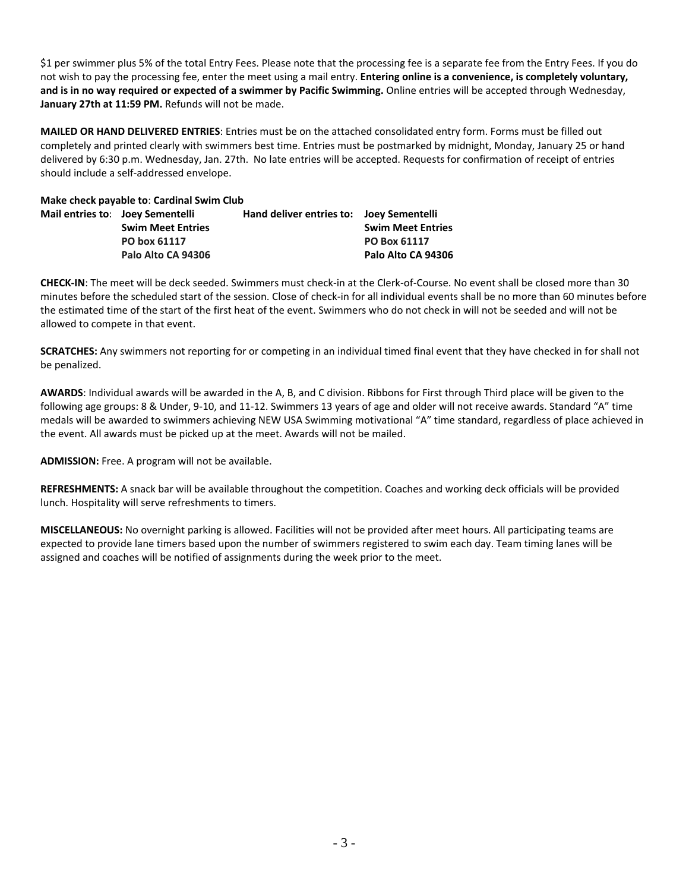$1 per swimmer plus 5% of the total Entry Fees. Please note that the processing fee is a separate fee from the Entry Fees. If you do not wish to pay the processing fee, enter the meet using a mail entry. **Entering online is a convenience, is completely voluntary, and is in no way required or expected of a swimmer by Pacific Swimming.** Online entries will be accepted through Wednesday, **January 27th at 11:59 PM.** Refunds will not be made.

**MAILED OR HAND DELIVERED ENTRIES**: Entries must be on the attached consolidated entry form. Forms must be filled out completely and printed clearly with swimmers best time. Entries must be postmarked by midnight, Monday, January 25 or hand delivered by 6:30 p.m. Wednesday, Jan. 27th. No late entries will be accepted. Requests for confirmation of receipt of entries should include a self-addressed envelope.

**Make check payable to**: **Cardinal Swim Club**

| **Mail entries to**: | **Joey Sementelli** | **Hand deliver entries to:** | **Joey Sementelli** |
|---|---|---|---|
| | **Swim Meet Entries** | | **Swim Meet Entries** |
| | **PO box 61117** | | **PO Box 61117** |
| | **Palo Alto CA 94306** | | **Palo Alto CA 94306** |

**CHECK-IN**: The meet will be deck seeded. Swimmers must check-in at the Clerk-of-Course. No event shall be closed more than 30 minutes before the scheduled start of the session. Close of check-in for all individual events shall be no more than 60 minutes before the estimated time of the start of the first heat of the event. Swimmers who do not check in will not be seeded and will not be allowed to compete in that event.

**SCRATCHES:** Any swimmers not reporting for or competing in an individual timed final event that they have checked in for shall not be penalized.

**AWARDS**: Individual awards will be awarded in the A, B, and C division. Ribbons for First through Third place will be given to the following age groups: 8 & Under, 9-10, and 11-12. Swimmers 13 years of age and older will not receive awards. Standard "A" time medals will be awarded to swimmers achieving NEW USA Swimming motivational "A" time standard, regardless of place achieved in the event. All awards must be picked up at the meet. Awards will not be mailed.

**ADMISSION:** Free. A program will not be available.

**REFRESHMENTS:** A snack bar will be available throughout the competition. Coaches and working deck officials will be provided lunch. Hospitality will serve refreshments to timers.

**MISCELLANEOUS:** No overnight parking is allowed. Facilities will not be provided after meet hours. All participating teams are expected to provide lane timers based upon the number of swimmers registered to swim each day. Team timing lanes will be assigned and coaches will be notified of assignments during the week prior to the meet.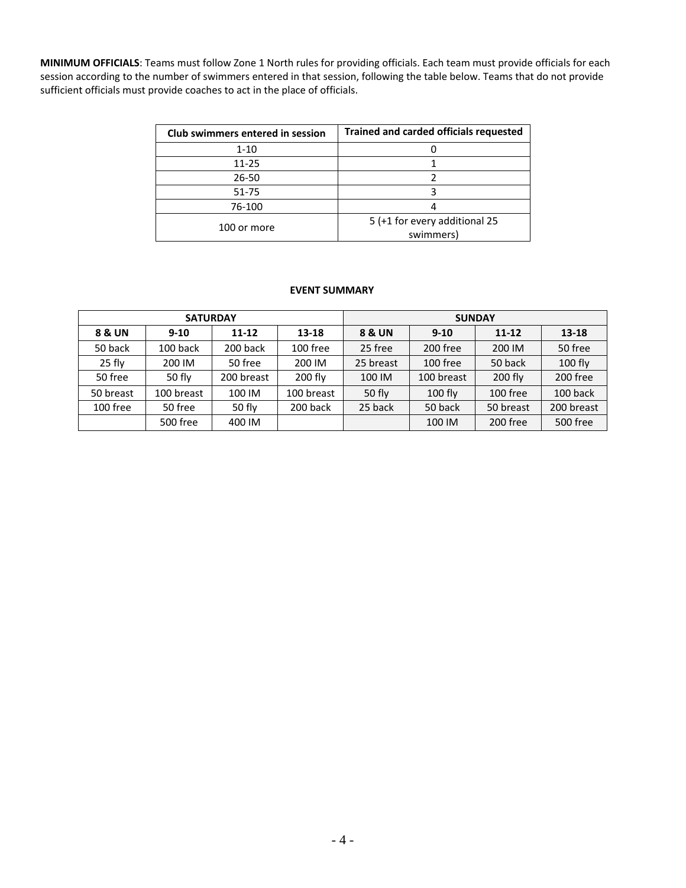**MINIMUM OFFICIALS**: Teams must follow Zone 1 North rules for providing officials. Each team must provide officials for each session according to the number of swimmers entered in that session, following the table below. Teams that do not provide sufficient officials must provide coaches to act in the place of officials.

| Club swimmers entered in session | Trained and carded officials requested |
|---|---|
| 1-10 | 0 |
| 11-25 | 1 |
| 26-50 | 2 |
| 51-75 | 3 |
| 76-100 | 4 |
| 100 or more | 5 (+1 for every additional 25 swimmers) |

**EVENT SUMMARY**

| SATURDAY | | | | SUNDAY | | | |
|---|---|---|---|---|---|---|---|
| **8 & UN** | **9-10** | **11-12** | **13-18** | **8 & UN** | **9-10** | **11-12** | **13-18** |
| 50 back | 100 back | 200 back | 100 free | 25 free | 200 free | 200 IM | 50 free |
| 25 fly | 200 IM | 50 free | 200 IM | 25 breast | 100 free | 50 back | 100 fly |
| 50 free | 50 fly | 200 breast | 200 fly | 100 IM | 100 breast | 200 fly | 200 free |
| 50 breast | 100 breast | 100 IM | 100 breast | 50 fly | 100 fly | 100 free | 100 back |
| 100 free | 50 free | 50 fly | 200 back | 25 back | 50 back | 50 breast | 200 breast |
| | 500 free | 400 IM | | | 100 IM | 200 free | 500 free |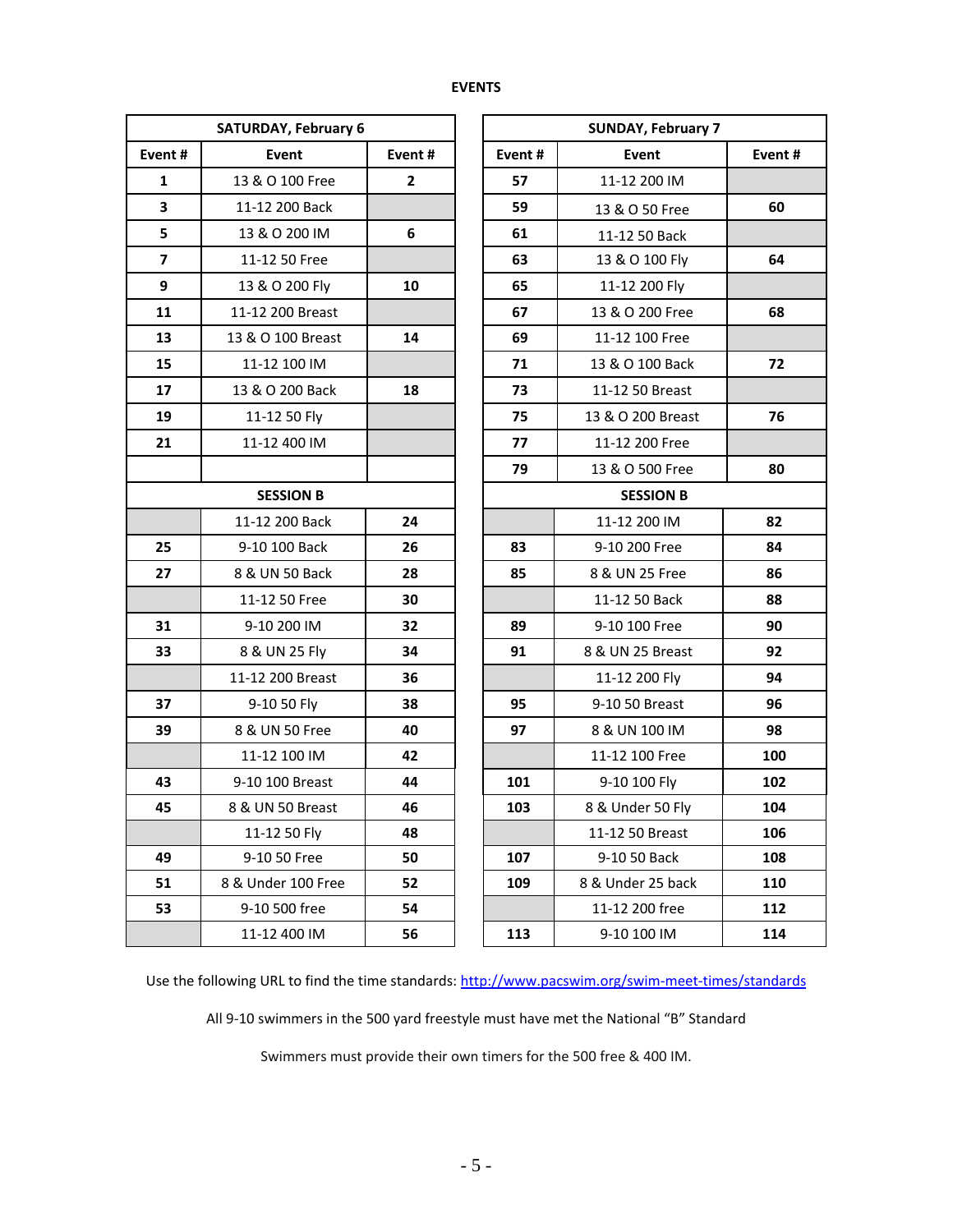## EVENTS

| SATURDAY, February 6 | | |
|---|---|---|
| **Event #** | **Event** | **Event #** |
| **1** | 13 & O 100 Free | **2** |
| **3** | 11-12 200 Back | |
| **5** | 13 & O 200 IM | **6** |
| **7** | 11-12 50 Free | |
| **9** | 13 & O 200 Fly | **10** |
| **11** | 11-12 200 Breast | |
| **13** | 13 & O 100 Breast | **14** |
| **15** | 11-12 100 IM | |
| **17** | 13 & O 200 Back | **18** |
| **19** | 11-12 50 Fly | |
| **21** | 11-12 400 IM | |
| | | |
| **SESSION B** | | |
| | 11-12 200 Back | **24** |
| **25** | 9-10 100 Back | **26** |
| **27** | 8 & UN 50 Back | **28** |
| | 11-12 50 Free | **30** |
| **31** | 9-10 200 IM | **32** |
| **33** | 8 & UN 25 Fly | **34** |
| | 11-12 200 Breast | **36** |
| **37** | 9-10 50 Fly | **38** |
| **39** | 8 & UN 50 Free | **40** |
| | 11-12 100 IM | **42** |
| **43** | 9-10 100 Breast | **44** |
| **45** | 8 & UN 50 Breast | **46** |
| | 11-12 50 Fly | **48** |
| **49** | 9-10 50 Free | **50** |
| **51** | 8 & Under 100 Free | **52** |
| **53** | 9-10 500 free | **54** |
| | 11-12 400 IM | **56** |

| SUNDAY, February 7 | | |
|---|---|---|
| **Event #** | **Event** | **Event #** |
| **57** | 11-12 200 IM | |
| **59** | 13 & O 50 Free | **60** |
| **61** | 11-12 50 Back | |
| **63** | 13 & O 100 Fly | **64** |
| **65** | 11-12 200 Fly | |
| **67** | 13 & O 200 Free | **68** |
| **69** | 11-12 100 Free | |
| **71** | 13 & O 100 Back | **72** |
| **73** | 11-12 50 Breast | |
| **75** | 13 & O 200 Breast | **76** |
| **77** | 11-12 200 Free | |
| **79** | 13 & O 500 Free | **80** |
| **SESSION B** | | |
| | 11-12 200 IM | **82** |
| **83** | 9-10 200 Free | **84** |
| **85** | 8 & UN 25 Free | **86** |
| | 11-12 50 Back | **88** |
| **89** | 9-10 100 Free | **90** |
| **91** | 8 & UN 25 Breast | **92** |
| | 11-12 200 Fly | **94** |
| **95** | 9-10 50 Breast | **96** |
| **97** | 8 & UN 100 IM | **98** |
| | 11-12 100 Free | **100** |
| **101** | 9-10 100 Fly | **102** |
| **103** | 8 & Under 50 Fly | **104** |
| | 11-12 50 Breast | **106** |
| **107** | 9-10 50 Back | **108** |
| **109** | 8 & Under 25 back | **110** |
| | 11-12 200 free | **112** |
| **113** | 9-10 100 IM | **114** |

Use the following URL to find the time standards: http://www.pacswim.org/swim-meet-times/standards

All 9-10 swimmers in the 500 yard freestyle must have met the National "B" Standard

Swimmers must provide their own timers for the 500 free & 400 IM.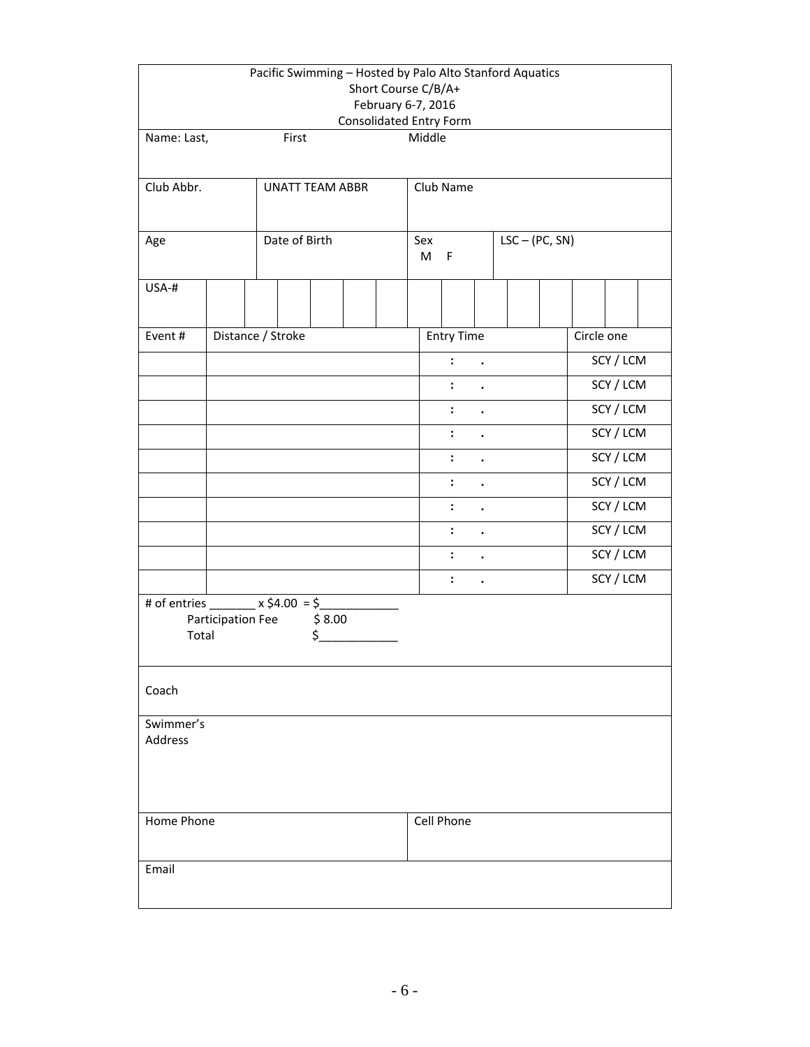Pacific Swimming – Hosted by Palo Alto Stanford Aquatics

Short Course C/B/A+

February 6-7, 2016

Consolidated Entry Form

| | | |
|---|---|---|
| Name: Last, | First | Middle |

| | | |
|---|---|---|
| Club Abbr. | UNATT TEAM ABBR | Club Name |

| | | | |
|---|---|---|---|
| Age | Date of Birth | Sex<br>M F | LSC – (PC, SN) |

| | | | | | | | | | | | | | | | |
|---|---|---|---|---|---|---|---|---|---|---|---|---|---|---|---|
| USA-# | | | | | | | | | | | | | | | |

| Event # | Distance / Stroke | Entry Time | Circle one |
|---|---|---|---|
| | | : . | SCY / LCM |
| | | : . | SCY / LCM |
| | | : . | SCY / LCM |
| | | : . | SCY / LCM |
| | | : . | SCY / LCM |
| | | : . | SCY / LCM |
| | | : . | SCY / LCM |
| | | : . | SCY / LCM |
| | | : . | SCY / LCM |
| | | : . | SCY / LCM |

# of entries _______ x $4.00 = $____________

Participation Fee $ 8.00

Total $____________

Coach

Swimmer's Address

| | |
|---|---|
| Home Phone | Cell Phone |

Email